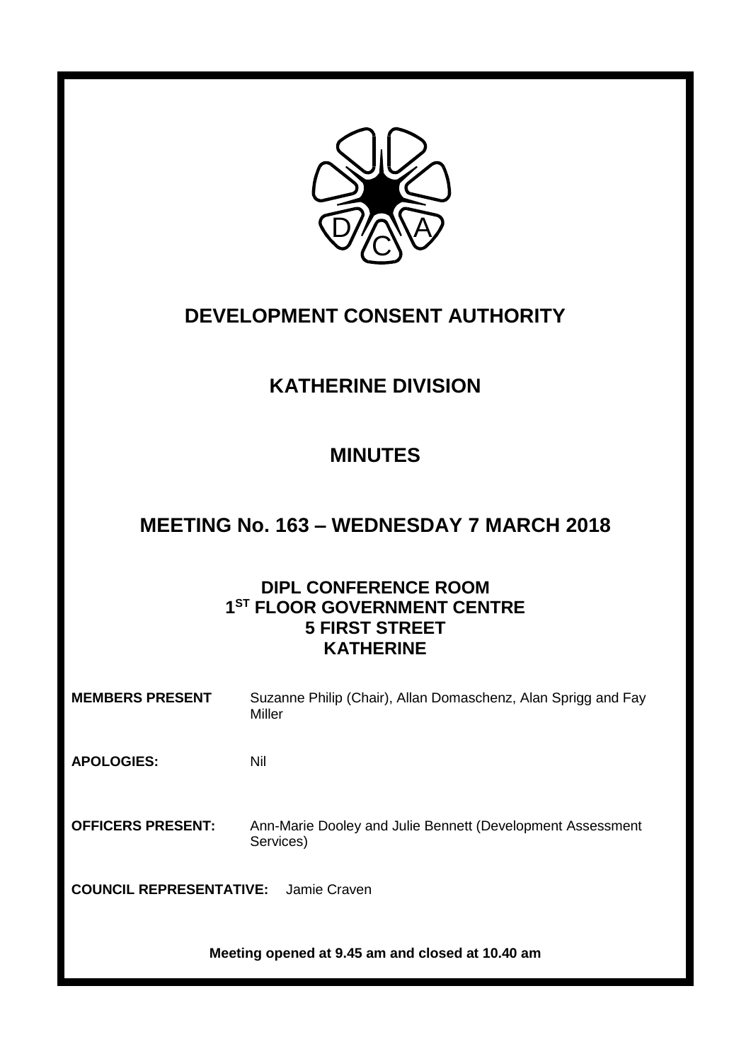# DEVELOPMENT CONSENT AUTHORITY

## KATHERINE DIVISION

## MINUTES

## MEETING No. 163 – WEDNESDAY 7 MARCH 2018

**DIPL CONFERENCE ROOM**
**1ST FLOOR GOVERNMENT CENTRE**
**5 FIRST STREET**
**KATHERINE**

**MEMBERS PRESENT** Suzanne Philip (Chair), Allan Domaschenz, Alan Sprigg and Fay Miller

**APOLOGIES:** Nil

**OFFICERS PRESENT:** Ann-Marie Dooley and Julie Bennett (Development Assessment Services)

**COUNCIL REPRESENTATIVE:** Jamie Craven

**Meeting opened at 9.45 am and closed at 10.40 am**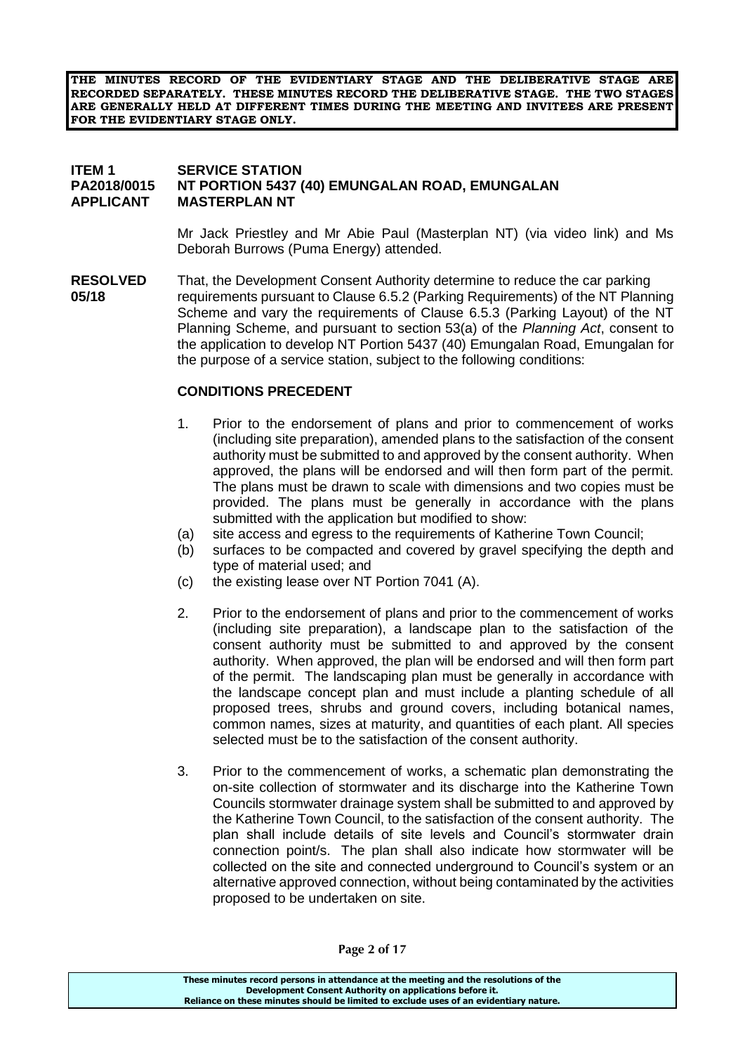**THE MINUTES RECORD OF THE EVIDENTIARY STAGE AND THE DELIBERATIVE STAGE ARE RECORDED SEPARATELY. THESE MINUTES RECORD THE DELIBERATIVE STAGE. THE TWO STAGES ARE GENERALLY HELD AT DIFFERENT TIMES DURING THE MEETING AND INVITEES ARE PRESENT FOR THE EVIDENTIARY STAGE ONLY.**

**ITEM 1 SERVICE STATION**
**PA2018/0015 NT PORTION 5437 (40) EMUNGALAN ROAD, EMUNGALAN**
**APPLICANT MASTERPLAN NT**

Mr Jack Priestley and Mr Abie Paul (Masterplan NT) (via video link) and Ms Deborah Burrows (Puma Energy) attended.

**RESOLVED 05/18**

That, the Development Consent Authority determine to reduce the car parking requirements pursuant to Clause 6.5.2 (Parking Requirements) of the NT Planning Scheme and vary the requirements of Clause 6.5.3 (Parking Layout) of the NT Planning Scheme, and pursuant to section 53(a) of the *Planning Act*, consent to the application to develop NT Portion 5437 (40) Emungalan Road, Emungalan for the purpose of a service station, subject to the following conditions:

**CONDITIONS PRECEDENT**

1. Prior to the endorsement of plans and prior to commencement of works (including site preparation), amended plans to the satisfaction of the consent authority must be submitted to and approved by the consent authority. When approved, the plans will be endorsed and will then form part of the permit. The plans must be drawn to scale with dimensions and two copies must be provided. The plans must be generally in accordance with the plans submitted with the application but modified to show:
   (a) site access and egress to the requirements of Katherine Town Council;
   (b) surfaces to be compacted and covered by gravel specifying the depth and type of material used; and
   (c) the existing lease over NT Portion 7041 (A).

2. Prior to the endorsement of plans and prior to the commencement of works (including site preparation), a landscape plan to the satisfaction of the consent authority must be submitted to and approved by the consent authority. When approved, the plan will be endorsed and will then form part of the permit. The landscaping plan must be generally in accordance with the landscape concept plan and must include a planting schedule of all proposed trees, shrubs and ground covers, including botanical names, common names, sizes at maturity, and quantities of each plant. All species selected must be to the satisfaction of the consent authority.

3. Prior to the commencement of works, a schematic plan demonstrating the on-site collection of stormwater and its discharge into the Katherine Town Councils stormwater drainage system shall be submitted to and approved by the Katherine Town Council, to the satisfaction of the consent authority. The plan shall include details of site levels and Council's stormwater drain connection point/s. The plan shall also indicate how stormwater will be collected on the site and connected underground to Council's system or an alternative approved connection, without being contaminated by the activities proposed to be undertaken on site.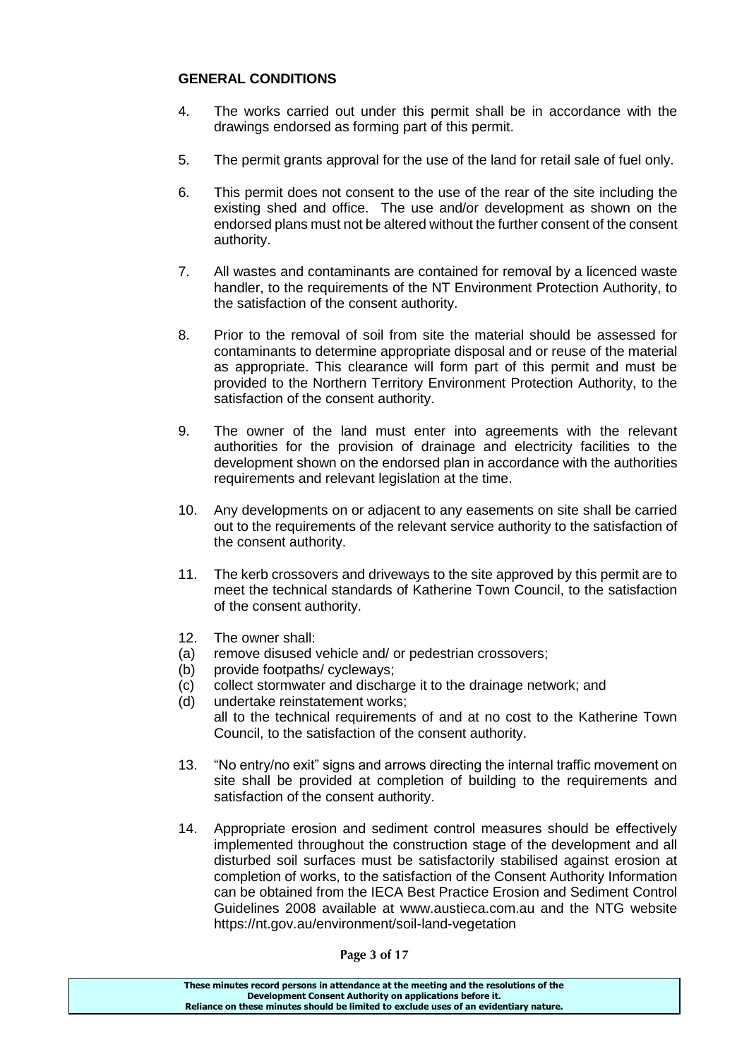**GENERAL CONDITIONS**

4. The works carried out under this permit shall be in accordance with the drawings endorsed as forming part of this permit.

5. The permit grants approval for the use of the land for retail sale of fuel only.

6. This permit does not consent to the use of the rear of the site including the existing shed and office. The use and/or development as shown on the endorsed plans must not be altered without the further consent of the consent authority.

7. All wastes and contaminants are contained for removal by a licenced waste handler, to the requirements of the NT Environment Protection Authority, to the satisfaction of the consent authority.

8. Prior to the removal of soil from site the material should be assessed for contaminants to determine appropriate disposal and or reuse of the material as appropriate. This clearance will form part of this permit and must be provided to the Northern Territory Environment Protection Authority, to the satisfaction of the consent authority.

9. The owner of the land must enter into agreements with the relevant authorities for the provision of drainage and electricity facilities to the development shown on the endorsed plan in accordance with the authorities requirements and relevant legislation at the time.

10. Any developments on or adjacent to any easements on site shall be carried out to the requirements of the relevant service authority to the satisfaction of the consent authority.

11. The kerb crossovers and driveways to the site approved by this permit are to meet the technical standards of Katherine Town Council, to the satisfaction of the consent authority.

12. The owner shall:
(a) remove disused vehicle and/ or pedestrian crossovers;
(b) provide footpaths/ cycleways;
(c) collect stormwater and discharge it to the drainage network; and
(d) undertake reinstatement works;
all to the technical requirements of and at no cost to the Katherine Town Council, to the satisfaction of the consent authority.

13. "No entry/no exit" signs and arrows directing the internal traffic movement on site shall be provided at completion of building to the requirements and satisfaction of the consent authority.

14. Appropriate erosion and sediment control measures should be effectively implemented throughout the construction stage of the development and all disturbed soil surfaces must be satisfactorily stabilised against erosion at completion of works, to the satisfaction of the Consent Authority Information can be obtained from the IECA Best Practice Erosion and Sediment Control Guidelines 2008 available at www.austieca.com.au and the NTG website https://nt.gov.au/environment/soil-land-vegetation

These minutes record persons in attendance at the meeting and the resolutions of the Development Consent Authority on applications before it.
Reliance on these minutes should be limited to exclude uses of an evidentiary nature.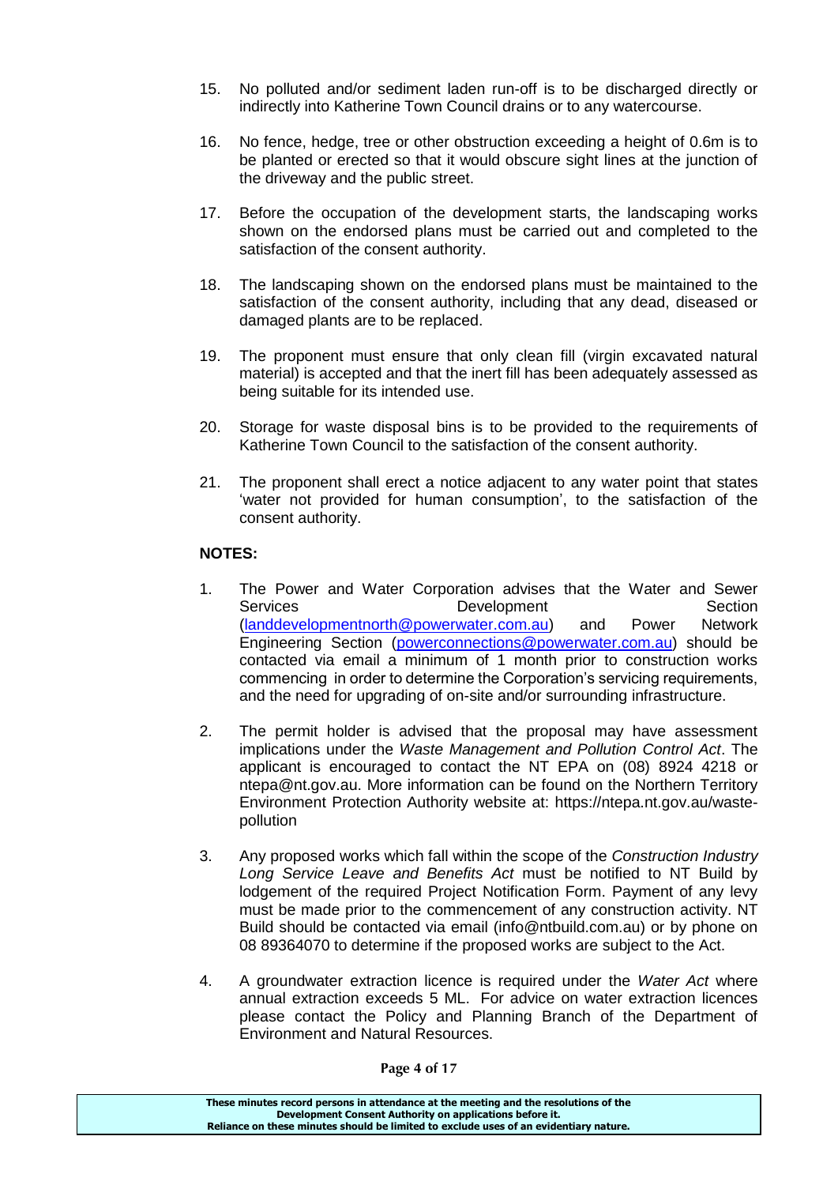15. No polluted and/or sediment laden run-off is to be discharged directly or indirectly into Katherine Town Council drains or to any watercourse.

16. No fence, hedge, tree or other obstruction exceeding a height of 0.6m is to be planted or erected so that it would obscure sight lines at the junction of the driveway and the public street.

17. Before the occupation of the development starts, the landscaping works shown on the endorsed plans must be carried out and completed to the satisfaction of the consent authority.

18. The landscaping shown on the endorsed plans must be maintained to the satisfaction of the consent authority, including that any dead, diseased or damaged plants are to be replaced.

19. The proponent must ensure that only clean fill (virgin excavated natural material) is accepted and that the inert fill has been adequately assessed as being suitable for its intended use.

20. Storage for waste disposal bins is to be provided to the requirements of Katherine Town Council to the satisfaction of the consent authority.

21. The proponent shall erect a notice adjacent to any water point that states 'water not provided for human consumption', to the satisfaction of the consent authority.

**NOTES:**

1. The Power and Water Corporation advises that the Water and Sewer Services Development Section (landdevelopmentnorth@powerwater.com.au) and Power Network Engineering Section (powerconnections@powerwater.com.au) should be contacted via email a minimum of 1 month prior to construction works commencing in order to determine the Corporation's servicing requirements, and the need for upgrading of on-site and/or surrounding infrastructure.

2. The permit holder is advised that the proposal may have assessment implications under the *Waste Management and Pollution Control Act*. The applicant is encouraged to contact the NT EPA on (08) 8924 4218 or ntepa@nt.gov.au. More information can be found on the Northern Territory Environment Protection Authority website at: https://ntepa.nt.gov.au/waste-pollution

3. Any proposed works which fall within the scope of the *Construction Industry Long Service Leave and Benefits Act* must be notified to NT Build by lodgement of the required Project Notification Form. Payment of any levy must be made prior to the commencement of any construction activity. NT Build should be contacted via email (info@ntbuild.com.au) or by phone on 08 89364070 to determine if the proposed works are subject to the Act.

4. A groundwater extraction licence is required under the *Water Act* where annual extraction exceeds 5 ML. For advice on water extraction licences please contact the Policy and Planning Branch of the Department of Environment and Natural Resources.

These minutes record persons in attendance at the meeting and the resolutions of the Development Consent Authority on applications before it. Reliance on these minutes should be limited to exclude uses of an evidentiary nature.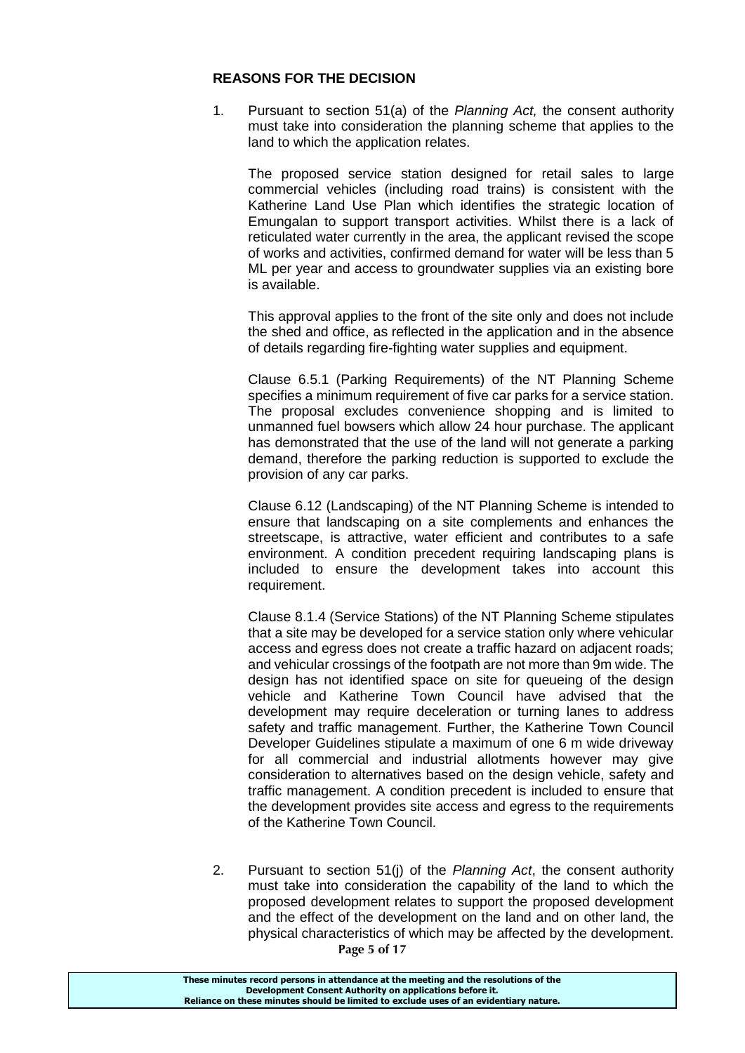**REASONS FOR THE DECISION**

1. Pursuant to section 51(a) of the *Planning Act,* the consent authority must take into consideration the planning scheme that applies to the land to which the application relates.

   The proposed service station designed for retail sales to large commercial vehicles (including road trains) is consistent with the Katherine Land Use Plan which identifies the strategic location of Emungalan to support transport activities. Whilst there is a lack of reticulated water currently in the area, the applicant revised the scope of works and activities, confirmed demand for water will be less than 5 ML per year and access to groundwater supplies via an existing bore is available.

   This approval applies to the front of the site only and does not include the shed and office, as reflected in the application and in the absence of details regarding fire-fighting water supplies and equipment.

   Clause 6.5.1 (Parking Requirements) of the NT Planning Scheme specifies a minimum requirement of five car parks for a service station. The proposal excludes convenience shopping and is limited to unmanned fuel bowsers which allow 24 hour purchase. The applicant has demonstrated that the use of the land will not generate a parking demand, therefore the parking reduction is supported to exclude the provision of any car parks.

   Clause 6.12 (Landscaping) of the NT Planning Scheme is intended to ensure that landscaping on a site complements and enhances the streetscape, is attractive, water efficient and contributes to a safe environment. A condition precedent requiring landscaping plans is included to ensure the development takes into account this requirement.

   Clause 8.1.4 (Service Stations) of the NT Planning Scheme stipulates that a site may be developed for a service station only where vehicular access and egress does not create a traffic hazard on adjacent roads; and vehicular crossings of the footpath are not more than 9m wide. The design has not identified space on site for queueing of the design vehicle and Katherine Town Council have advised that the development may require deceleration or turning lanes to address safety and traffic management. Further, the Katherine Town Council Developer Guidelines stipulate a maximum of one 6 m wide driveway for all commercial and industrial allotments however may give consideration to alternatives based on the design vehicle, safety and traffic management. A condition precedent is included to ensure that the development provides site access and egress to the requirements of the Katherine Town Council.

2. Pursuant to section 51(j) of the *Planning Act*, the consent authority must take into consideration the capability of the land to which the proposed development relates to support the proposed development and the effect of the development on the land and on other land, the physical characteristics of which may be affected by the development.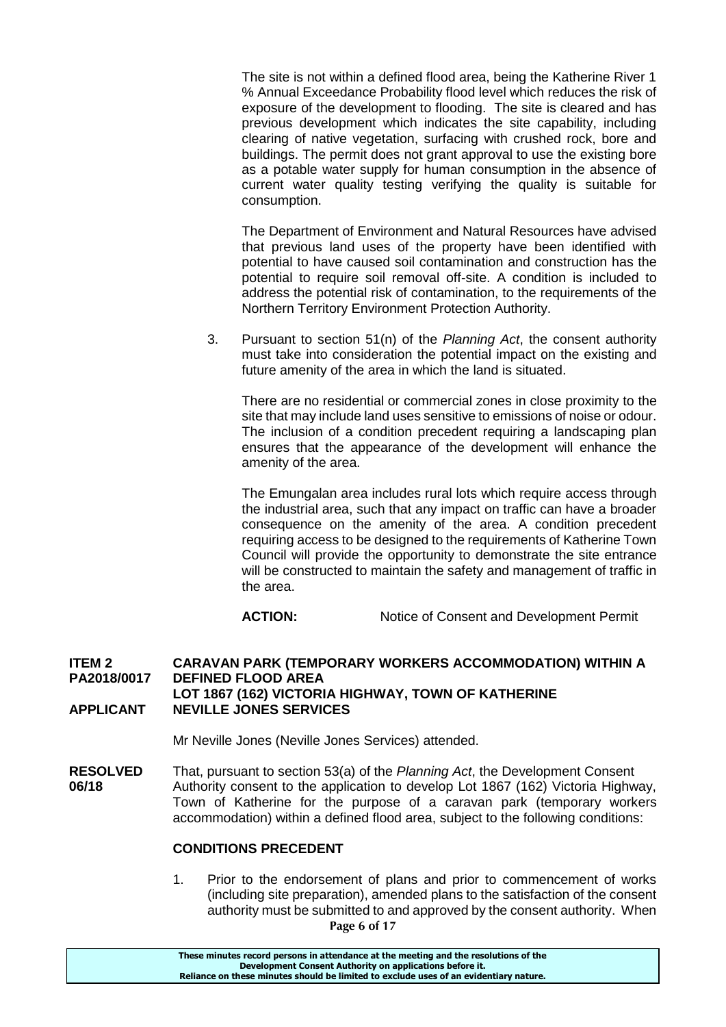The site is not within a defined flood area, being the Katherine River 1 % Annual Exceedance Probability flood level which reduces the risk of exposure of the development to flooding. The site is cleared and has previous development which indicates the site capability, including clearing of native vegetation, surfacing with crushed rock, bore and buildings. The permit does not grant approval to use the existing bore as a potable water supply for human consumption in the absence of current water quality testing verifying the quality is suitable for consumption.

The Department of Environment and Natural Resources have advised that previous land uses of the property have been identified with potential to have caused soil contamination and construction has the potential to require soil removal off-site. A condition is included to address the potential risk of contamination, to the requirements of the Northern Territory Environment Protection Authority.

3. Pursuant to section 51(n) of the *Planning Act*, the consent authority must take into consideration the potential impact on the existing and future amenity of the area in which the land is situated.

   There are no residential or commercial zones in close proximity to the site that may include land uses sensitive to emissions of noise or odour. The inclusion of a condition precedent requiring a landscaping plan ensures that the appearance of the development will enhance the amenity of the area.

   The Emungalan area includes rural lots which require access through the industrial area, such that any impact on traffic can have a broader consequence on the amenity of the area. A condition precedent requiring access to be designed to the requirements of Katherine Town Council will provide the opportunity to demonstrate the site entrance will be constructed to maintain the safety and management of traffic in the area.

   **ACTION:** Notice of Consent and Development Permit

**ITEM 2** **CARAVAN PARK (TEMPORARY WORKERS ACCOMMODATION) WITHIN A**
**PA2018/0017** **DEFINED FLOOD AREA**
**LOT 1867 (162) VICTORIA HIGHWAY, TOWN OF KATHERINE**
**APPLICANT** **NEVILLE JONES SERVICES**

Mr Neville Jones (Neville Jones Services) attended.

**RESOLVED 06/18** That, pursuant to section 53(a) of the *Planning Act*, the Development Consent Authority consent to the application to develop Lot 1867 (162) Victoria Highway, Town of Katherine for the purpose of a caravan park (temporary workers accommodation) within a defined flood area, subject to the following conditions:

**CONDITIONS PRECEDENT**

1. Prior to the endorsement of plans and prior to commencement of works (including site preparation), amended plans to the satisfaction of the consent authority must be submitted to and approved by the consent authority. When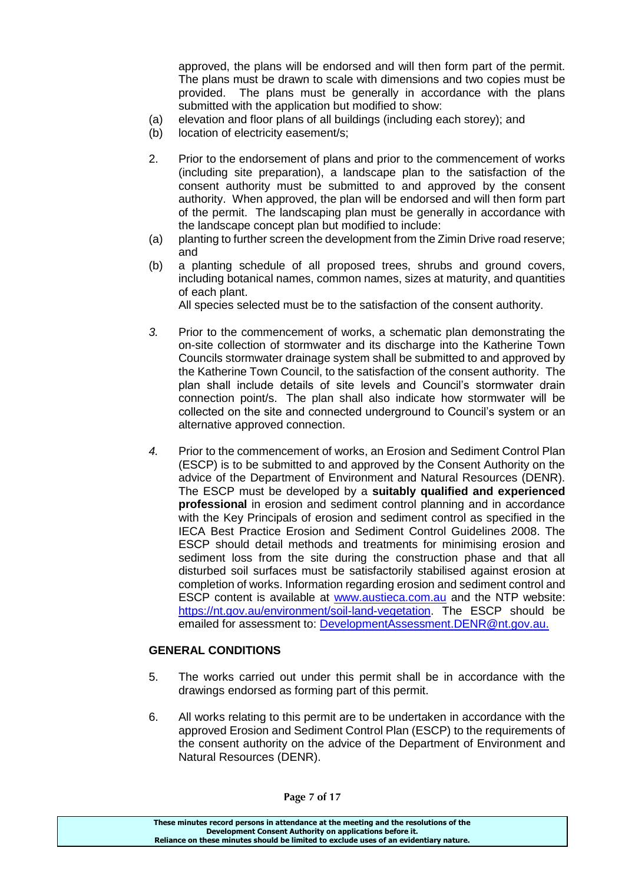approved, the plans will be endorsed and will then form part of the permit. The plans must be drawn to scale with dimensions and two copies must be provided. The plans must be generally in accordance with the plans submitted with the application but modified to show:

(a) elevation and floor plans of all buildings (including each storey); and
(b) location of electricity easement/s;

2. Prior to the endorsement of plans and prior to the commencement of works (including site preparation), a landscape plan to the satisfaction of the consent authority must be submitted to and approved by the consent authority. When approved, the plan will be endorsed and will then form part of the permit. The landscaping plan must be generally in accordance with the landscape concept plan but modified to include:

(a) planting to further screen the development from the Zimin Drive road reserve; and
(b) a planting schedule of all proposed trees, shrubs and ground covers, including botanical names, common names, sizes at maturity, and quantities of each plant.

All species selected must be to the satisfaction of the consent authority.

*3.* Prior to the commencement of works, a schematic plan demonstrating the on-site collection of stormwater and its discharge into the Katherine Town Councils stormwater drainage system shall be submitted to and approved by the Katherine Town Council, to the satisfaction of the consent authority. The plan shall include details of site levels and Council's stormwater drain connection point/s. The plan shall also indicate how stormwater will be collected on the site and connected underground to Council's system or an alternative approved connection.

*4.* Prior to the commencement of works, an Erosion and Sediment Control Plan (ESCP) is to be submitted to and approved by the Consent Authority on the advice of the Department of Environment and Natural Resources (DENR). The ESCP must be developed by a **suitably qualified and experienced professional** in erosion and sediment control planning and in accordance with the Key Principals of erosion and sediment control as specified in the IECA Best Practice Erosion and Sediment Control Guidelines 2008. The ESCP should detail methods and treatments for minimising erosion and sediment loss from the site during the construction phase and that all disturbed soil surfaces must be satisfactorily stabilised against erosion at completion of works. Information regarding erosion and sediment control and ESCP content is available at [www.austieca.com.au](http://www.austieca.com.au) and the NTP website: [https://nt.gov.au/environment/soil-land-vegetation](https://nt.gov.au/environment/soil-land-vegetation). The ESCP should be emailed for assessment to: [DevelopmentAssessment.DENR@nt.gov.au.](mailto:DevelopmentAssessment.DENR@nt.gov.au)

**GENERAL CONDITIONS**

5. The works carried out under this permit shall be in accordance with the drawings endorsed as forming part of this permit.

6. All works relating to this permit are to be undertaken in accordance with the approved Erosion and Sediment Control Plan (ESCP) to the requirements of the consent authority on the advice of the Department of Environment and Natural Resources (DENR).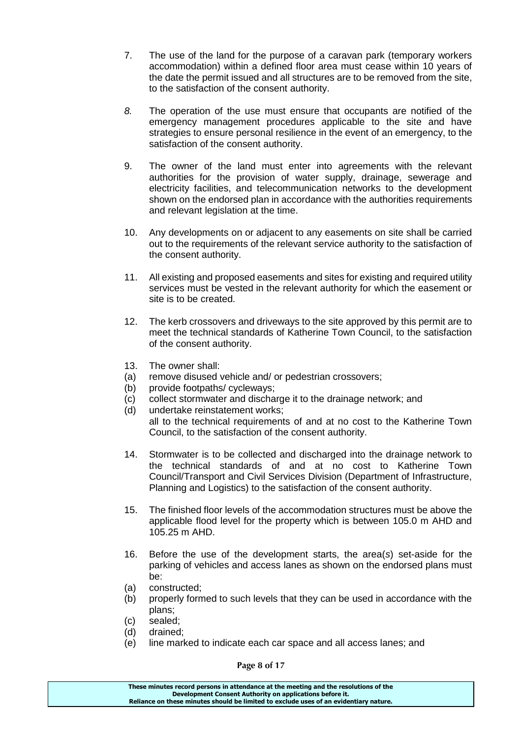7. The use of the land for the purpose of a caravan park (temporary workers accommodation) within a defined floor area must cease within 10 years of the date the permit issued and all structures are to be removed from the site, to the satisfaction of the consent authority.

8. The operation of the use must ensure that occupants are notified of the emergency management procedures applicable to the site and have strategies to ensure personal resilience in the event of an emergency, to the satisfaction of the consent authority.

9. The owner of the land must enter into agreements with the relevant authorities for the provision of water supply, drainage, sewerage and electricity facilities, and telecommunication networks to the development shown on the endorsed plan in accordance with the authorities requirements and relevant legislation at the time.

10. Any developments on or adjacent to any easements on site shall be carried out to the requirements of the relevant service authority to the satisfaction of the consent authority.

11. All existing and proposed easements and sites for existing and required utility services must be vested in the relevant authority for which the easement or site is to be created.

12. The kerb crossovers and driveways to the site approved by this permit are to meet the technical standards of Katherine Town Council, to the satisfaction of the consent authority.

13. The owner shall:

(a) remove disused vehicle and/ or pedestrian crossovers;
(b) provide footpaths/ cycleways;
(c) collect stormwater and discharge it to the drainage network; and
(d) undertake reinstatement works;

all to the technical requirements of and at no cost to the Katherine Town Council, to the satisfaction of the consent authority.

14. Stormwater is to be collected and discharged into the drainage network to the technical standards of and at no cost to Katherine Town Council/Transport and Civil Services Division (Department of Infrastructure, Planning and Logistics) to the satisfaction of the consent authority.

15. The finished floor levels of the accommodation structures must be above the applicable flood level for the property which is between 105.0 m AHD and 105.25 m AHD.

16. Before the use of the development starts, the area(s) set-aside for the parking of vehicles and access lanes as shown on the endorsed plans must be:

(a) constructed;
(b) properly formed to such levels that they can be used in accordance with the plans;
(c) sealed;
(d) drained;
(e) line marked to indicate each car space and all access lanes; and

These minutes record persons in attendance at the meeting and the resolutions of the Development Consent Authority on applications before it.
Reliance on these minutes should be limited to exclude uses of an evidentiary nature.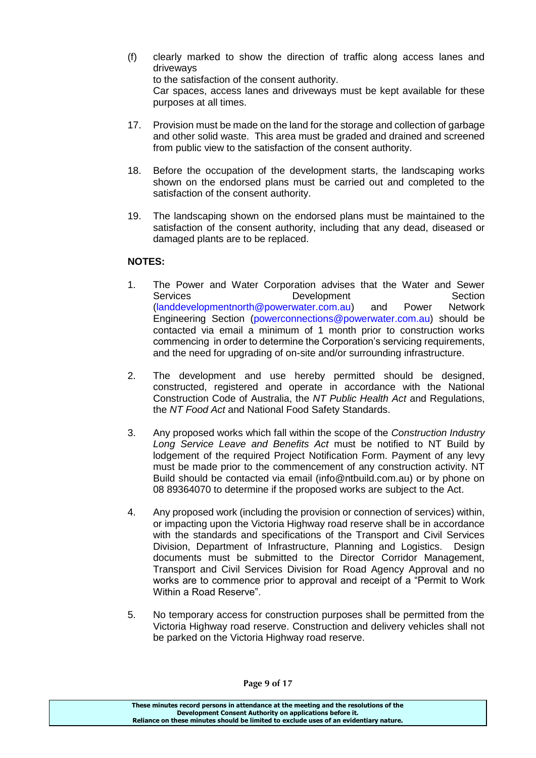(f) clearly marked to show the direction of traffic along access lanes and driveways

to the satisfaction of the consent authority.

Car spaces, access lanes and driveways must be kept available for these purposes at all times.

17. Provision must be made on the land for the storage and collection of garbage and other solid waste. This area must be graded and drained and screened from public view to the satisfaction of the consent authority.

18. Before the occupation of the development starts, the landscaping works shown on the endorsed plans must be carried out and completed to the satisfaction of the consent authority.

19. The landscaping shown on the endorsed plans must be maintained to the satisfaction of the consent authority, including that any dead, diseased or damaged plants are to be replaced.

**NOTES:**

1. The Power and Water Corporation advises that the Water and Sewer Services Development Section (landdevelopmentnorth@powerwater.com.au) and Power Network Engineering Section (powerconnections@powerwater.com.au) should be contacted via email a minimum of 1 month prior to construction works commencing in order to determine the Corporation's servicing requirements, and the need for upgrading of on-site and/or surrounding infrastructure.

2. The development and use hereby permitted should be designed, constructed, registered and operate in accordance with the National Construction Code of Australia, the *NT Public Health Act* and Regulations, the *NT Food Act* and National Food Safety Standards.

3. Any proposed works which fall within the scope of the *Construction Industry Long Service Leave and Benefits Act* must be notified to NT Build by lodgement of the required Project Notification Form. Payment of any levy must be made prior to the commencement of any construction activity. NT Build should be contacted via email (info@ntbuild.com.au) or by phone on 08 89364070 to determine if the proposed works are subject to the Act.

4. Any proposed work (including the provision or connection of services) within, or impacting upon the Victoria Highway road reserve shall be in accordance with the standards and specifications of the Transport and Civil Services Division, Department of Infrastructure, Planning and Logistics. Design documents must be submitted to the Director Corridor Management, Transport and Civil Services Division for Road Agency Approval and no works are to commence prior to approval and receipt of a "Permit to Work Within a Road Reserve".

5. No temporary access for construction purposes shall be permitted from the Victoria Highway road reserve. Construction and delivery vehicles shall not be parked on the Victoria Highway road reserve.

These minutes record persons in attendance at the meeting and the resolutions of the Development Consent Authority on applications before it.
Reliance on these minutes should be limited to exclude uses of an evidentiary nature.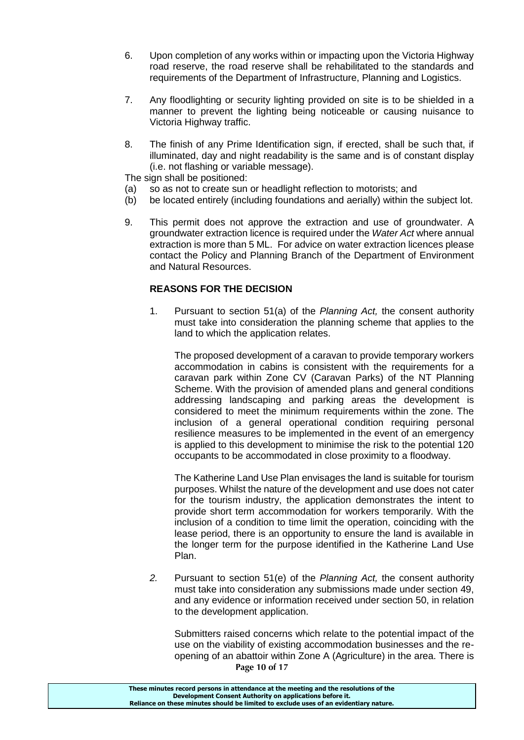6. Upon completion of any works within or impacting upon the Victoria Highway road reserve, the road reserve shall be rehabilitated to the standards and requirements of the Department of Infrastructure, Planning and Logistics.

7. Any floodlighting or security lighting provided on site is to be shielded in a manner to prevent the lighting being noticeable or causing nuisance to Victoria Highway traffic.

8. The finish of any Prime Identification sign, if erected, shall be such that, if illuminated, day and night readability is the same and is of constant display (i.e. not flashing or variable message).

The sign shall be positioned:

(a) so as not to create sun or headlight reflection to motorists; and

(b) be located entirely (including foundations and aerially) within the subject lot.

9. This permit does not approve the extraction and use of groundwater. A groundwater extraction licence is required under the *Water Act* where annual extraction is more than 5 ML. For advice on water extraction licences please contact the Policy and Planning Branch of the Department of Environment and Natural Resources.

**REASONS FOR THE DECISION**

1. Pursuant to section 51(a) of the *Planning Act,* the consent authority must take into consideration the planning scheme that applies to the land to which the application relates.

   The proposed development of a caravan to provide temporary workers accommodation in cabins is consistent with the requirements for a caravan park within Zone CV (Caravan Parks) of the NT Planning Scheme. With the provision of amended plans and general conditions addressing landscaping and parking areas the development is considered to meet the minimum requirements within the zone. The inclusion of a general operational condition requiring personal resilience measures to be implemented in the event of an emergency is applied to this development to minimise the risk to the potential 120 occupants to be accommodated in close proximity to a floodway.

   The Katherine Land Use Plan envisages the land is suitable for tourism purposes. Whilst the nature of the development and use does not cater for the tourism industry, the application demonstrates the intent to provide short term accommodation for workers temporarily. With the inclusion of a condition to time limit the operation, coinciding with the lease period, there is an opportunity to ensure the land is available in the longer term for the purpose identified in the Katherine Land Use Plan.

2. Pursuant to section 51(e) of the *Planning Act,* the consent authority must take into consideration any submissions made under section 49, and any evidence or information received under section 50, in relation to the development application.

   Submitters raised concerns which relate to the potential impact of the use on the viability of existing accommodation businesses and the re-opening of an abattoir within Zone A (Agriculture) in the area. There is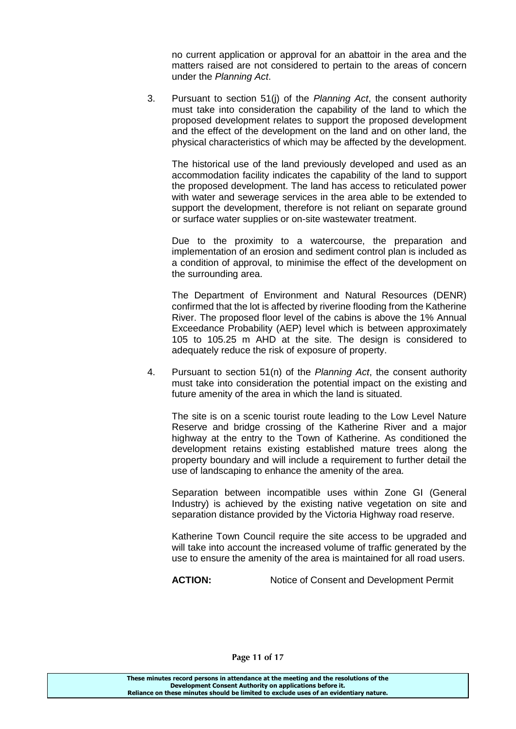no current application or approval for an abattoir in the area and the matters raised are not considered to pertain to the areas of concern under the *Planning Act*.

3. Pursuant to section 51(j) of the *Planning Act*, the consent authority must take into consideration the capability of the land to which the proposed development relates to support the proposed development and the effect of the development on the land and on other land, the physical characteristics of which may be affected by the development.

   The historical use of the land previously developed and used as an accommodation facility indicates the capability of the land to support the proposed development. The land has access to reticulated power with water and sewerage services in the area able to be extended to support the development, therefore is not reliant on separate ground or surface water supplies or on-site wastewater treatment.

   Due to the proximity to a watercourse, the preparation and implementation of an erosion and sediment control plan is included as a condition of approval, to minimise the effect of the development on the surrounding area.

   The Department of Environment and Natural Resources (DENR) confirmed that the lot is affected by riverine flooding from the Katherine River. The proposed floor level of the cabins is above the 1% Annual Exceedance Probability (AEP) level which is between approximately 105 to 105.25 m AHD at the site. The design is considered to adequately reduce the risk of exposure of property.

4. Pursuant to section 51(n) of the *Planning Act*, the consent authority must take into consideration the potential impact on the existing and future amenity of the area in which the land is situated.

   The site is on a scenic tourist route leading to the Low Level Nature Reserve and bridge crossing of the Katherine River and a major highway at the entry to the Town of Katherine. As conditioned the development retains existing established mature trees along the property boundary and will include a requirement to further detail the use of landscaping to enhance the amenity of the area.

   Separation between incompatible uses within Zone GI (General Industry) is achieved by the existing native vegetation on site and separation distance provided by the Victoria Highway road reserve.

   Katherine Town Council require the site access to be upgraded and will take into account the increased volume of traffic generated by the use to ensure the amenity of the area is maintained for all road users.

   **ACTION:** Notice of Consent and Development Permit

These minutes record persons in attendance at the meeting and the resolutions of the Development Consent Authority on applications before it. Reliance on these minutes should be limited to exclude uses of an evidentiary nature.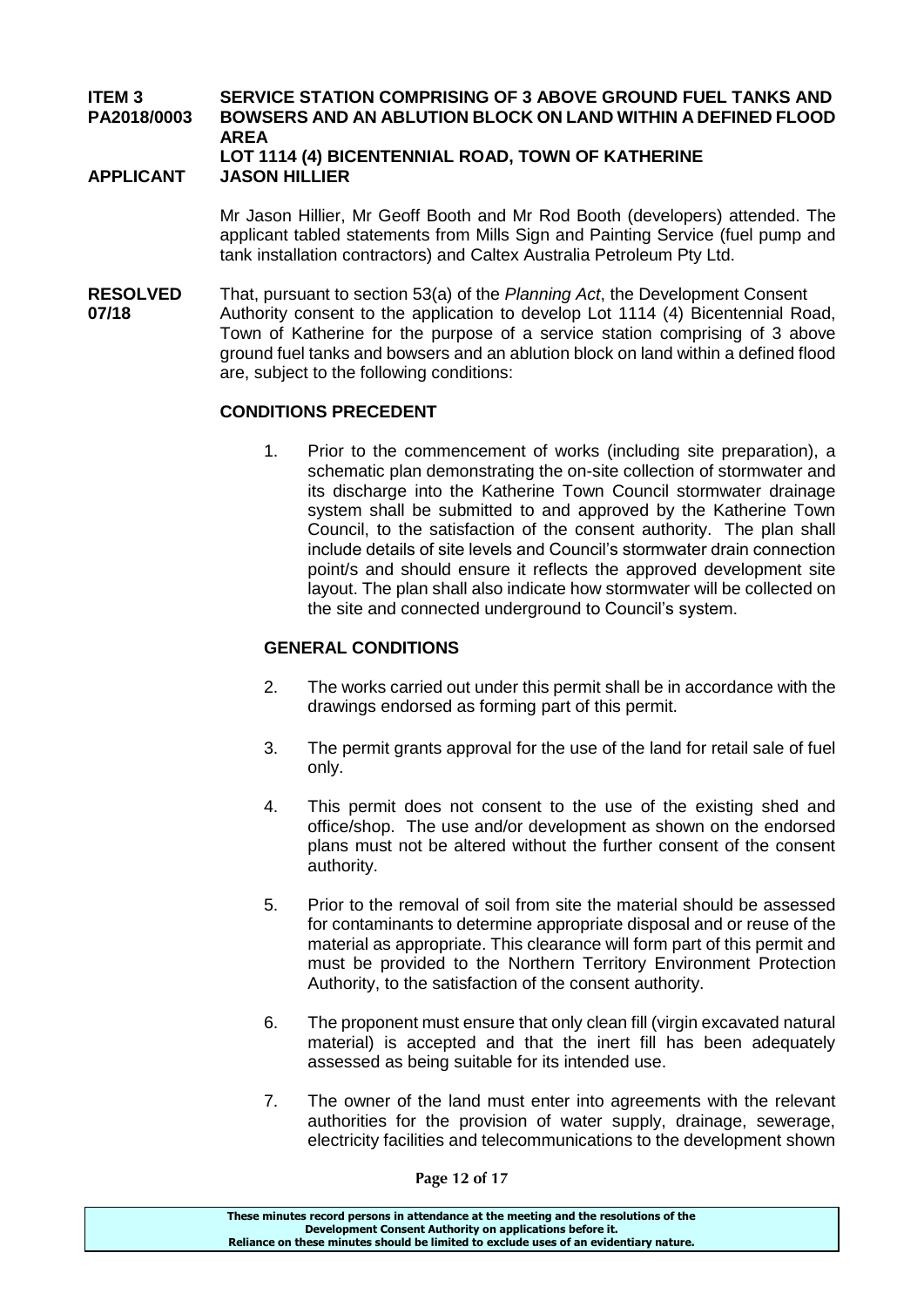**ITEM 3 PA2018/0003** **SERVICE STATION COMPRISING OF 3 ABOVE GROUND FUEL TANKS AND BOWSERS AND AN ABLUTION BLOCK ON LAND WITHIN A DEFINED FLOOD AREA**
**LOT 1114 (4) BICENTENNIAL ROAD, TOWN OF KATHERINE**
**APPLICANT** **JASON HILLIER**

Mr Jason Hillier, Mr Geoff Booth and Mr Rod Booth (developers) attended. The applicant tabled statements from Mills Sign and Painting Service (fuel pump and tank installation contractors) and Caltex Australia Petroleum Pty Ltd.

**RESOLVED 07/18** That, pursuant to section 53(a) of the *Planning Act*, the Development Consent Authority consent to the application to develop Lot 1114 (4) Bicentennial Road, Town of Katherine for the purpose of a service station comprising of 3 above ground fuel tanks and bowsers and an ablution block on land within a defined flood are, subject to the following conditions:

**CONDITIONS PRECEDENT**

1. Prior to the commencement of works (including site preparation), a schematic plan demonstrating the on-site collection of stormwater and its discharge into the Katherine Town Council stormwater drainage system shall be submitted to and approved by the Katherine Town Council, to the satisfaction of the consent authority. The plan shall include details of site levels and Council's stormwater drain connection point/s and should ensure it reflects the approved development site layout. The plan shall also indicate how stormwater will be collected on the site and connected underground to Council's system.

**GENERAL CONDITIONS**

2. The works carried out under this permit shall be in accordance with the drawings endorsed as forming part of this permit.

3. The permit grants approval for the use of the land for retail sale of fuel only.

4. This permit does not consent to the use of the existing shed and office/shop. The use and/or development as shown on the endorsed plans must not be altered without the further consent of the consent authority.

5. Prior to the removal of soil from site the material should be assessed for contaminants to determine appropriate disposal and or reuse of the material as appropriate. This clearance will form part of this permit and must be provided to the Northern Territory Environment Protection Authority, to the satisfaction of the consent authority.

6. The proponent must ensure that only clean fill (virgin excavated natural material) is accepted and that the inert fill has been adequately assessed as being suitable for its intended use.

7. The owner of the land must enter into agreements with the relevant authorities for the provision of water supply, drainage, sewerage, electricity facilities and telecommunications to the development shown

These minutes record persons in attendance at the meeting and the resolutions of the Development Consent Authority on applications before it.
Reliance on these minutes should be limited to exclude uses of an evidentiary nature.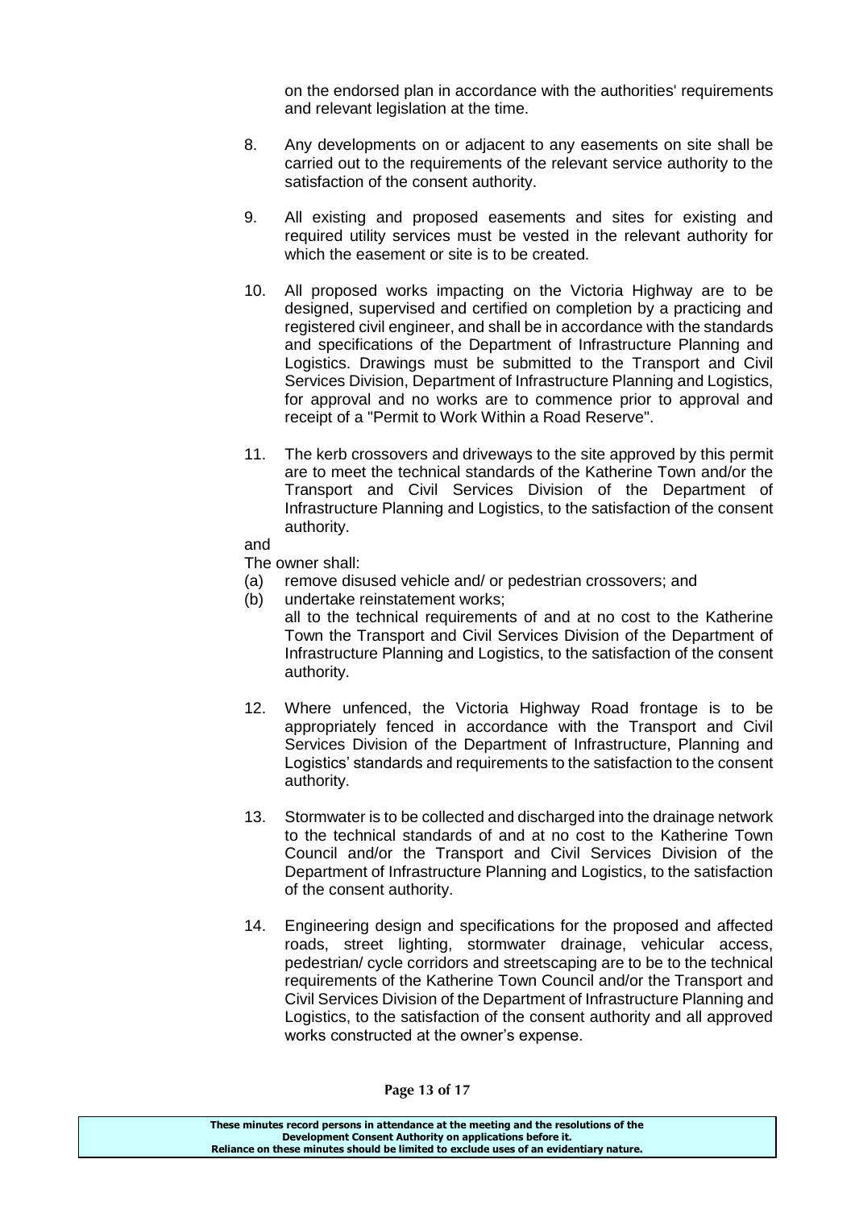on the endorsed plan in accordance with the authorities' requirements and relevant legislation at the time.

8. Any developments on or adjacent to any easements on site shall be carried out to the requirements of the relevant service authority to the satisfaction of the consent authority.

9. All existing and proposed easements and sites for existing and required utility services must be vested in the relevant authority for which the easement or site is to be created.

10. All proposed works impacting on the Victoria Highway are to be designed, supervised and certified on completion by a practicing and registered civil engineer, and shall be in accordance with the standards and specifications of the Department of Infrastructure Planning and Logistics. Drawings must be submitted to the Transport and Civil Services Division, Department of Infrastructure Planning and Logistics, for approval and no works are to commence prior to approval and receipt of a "Permit to Work Within a Road Reserve".

11. The kerb crossovers and driveways to the site approved by this permit are to meet the technical standards of the Katherine Town and/or the Transport and Civil Services Division of the Department of Infrastructure Planning and Logistics, to the satisfaction of the consent authority.

and

The owner shall:

(a) remove disused vehicle and/ or pedestrian crossovers; and
(b) undertake reinstatement works;

all to the technical requirements of and at no cost to the Katherine Town the Transport and Civil Services Division of the Department of Infrastructure Planning and Logistics, to the satisfaction of the consent authority.

12. Where unfenced, the Victoria Highway Road frontage is to be appropriately fenced in accordance with the Transport and Civil Services Division of the Department of Infrastructure, Planning and Logistics' standards and requirements to the satisfaction to the consent authority.

13. Stormwater is to be collected and discharged into the drainage network to the technical standards of and at no cost to the Katherine Town Council and/or the Transport and Civil Services Division of the Department of Infrastructure Planning and Logistics, to the satisfaction of the consent authority.

14. Engineering design and specifications for the proposed and affected roads, street lighting, stormwater drainage, vehicular access, pedestrian/ cycle corridors and streetscaping are to be to the technical requirements of the Katherine Town Council and/or the Transport and Civil Services Division of the Department of Infrastructure Planning and Logistics, to the satisfaction of the consent authority and all approved works constructed at the owner's expense.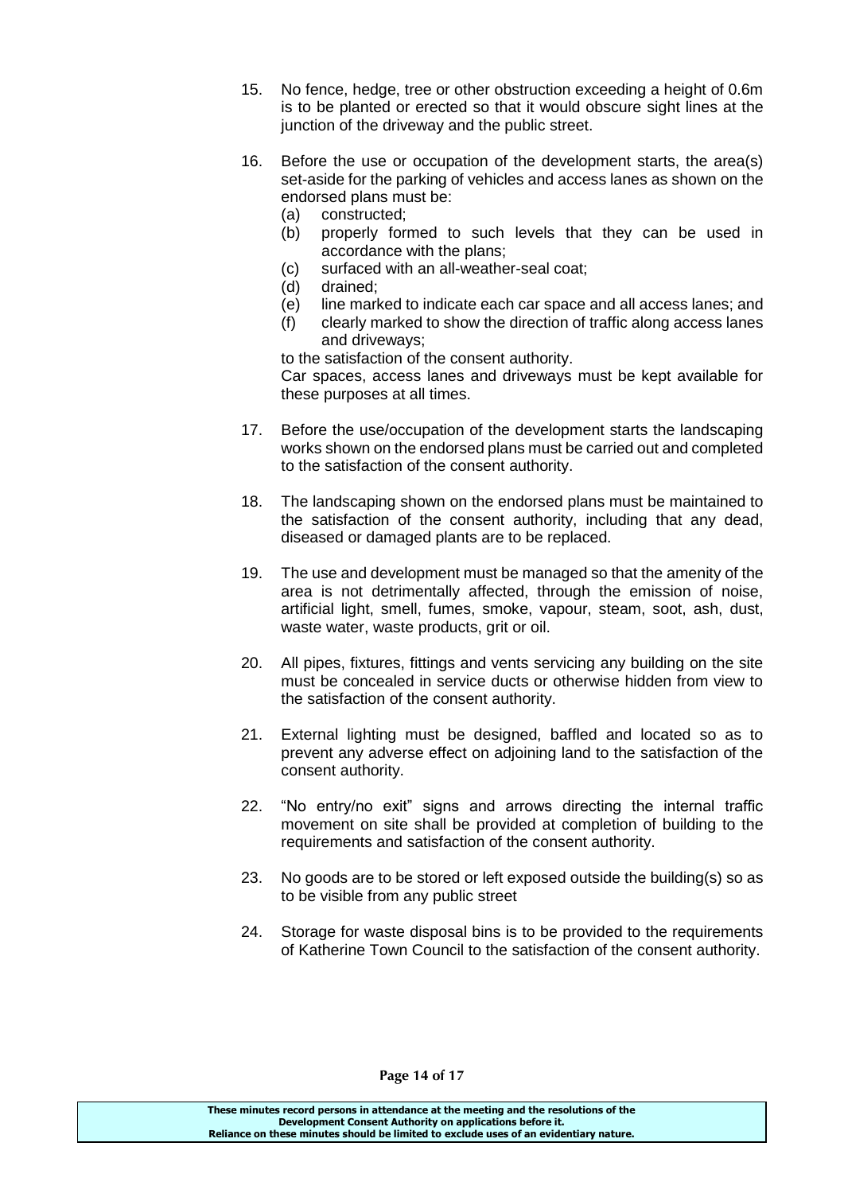15. No fence, hedge, tree or other obstruction exceeding a height of 0.6m is to be planted or erected so that it would obscure sight lines at the junction of the driveway and the public street.

16. Before the use or occupation of the development starts, the area(s) set-aside for the parking of vehicles and access lanes as shown on the endorsed plans must be:
    (a) constructed;
    (b) properly formed to such levels that they can be used in accordance with the plans;
    (c) surfaced with an all-weather-seal coat;
    (d) drained;
    (e) line marked to indicate each car space and all access lanes; and
    (f) clearly marked to show the direction of traffic along access lanes and driveways;

    to the satisfaction of the consent authority.

    Car spaces, access lanes and driveways must be kept available for these purposes at all times.

17. Before the use/occupation of the development starts the landscaping works shown on the endorsed plans must be carried out and completed to the satisfaction of the consent authority.

18. The landscaping shown on the endorsed plans must be maintained to the satisfaction of the consent authority, including that any dead, diseased or damaged plants are to be replaced.

19. The use and development must be managed so that the amenity of the area is not detrimentally affected, through the emission of noise, artificial light, smell, fumes, smoke, vapour, steam, soot, ash, dust, waste water, waste products, grit or oil.

20. All pipes, fixtures, fittings and vents servicing any building on the site must be concealed in service ducts or otherwise hidden from view to the satisfaction of the consent authority.

21. External lighting must be designed, baffled and located so as to prevent any adverse effect on adjoining land to the satisfaction of the consent authority.

22. "No entry/no exit" signs and arrows directing the internal traffic movement on site shall be provided at completion of building to the requirements and satisfaction of the consent authority.

23. No goods are to be stored or left exposed outside the building(s) so as to be visible from any public street

24. Storage for waste disposal bins is to be provided to the requirements of Katherine Town Council to the satisfaction of the consent authority.

**These minutes record persons in attendance at the meeting and the resolutions of the Development Consent Authority on applications before it. Reliance on these minutes should be limited to exclude uses of an evidentiary nature.**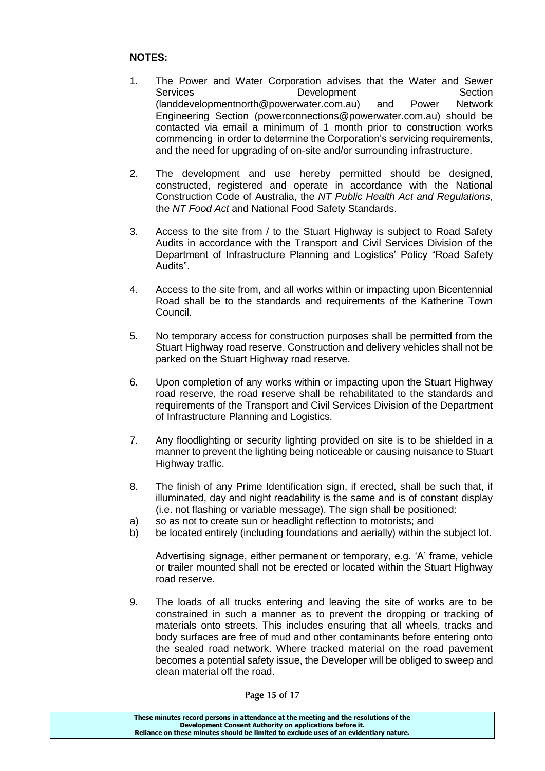**NOTES:**

1. The Power and Water Corporation advises that the Water and Sewer Services Development Section (landdevelopmentnorth@powerwater.com.au) and Power Network Engineering Section (powerconnections@powerwater.com.au) should be contacted via email a minimum of 1 month prior to construction works commencing in order to determine the Corporation's servicing requirements, and the need for upgrading of on-site and/or surrounding infrastructure.

2. The development and use hereby permitted should be designed, constructed, registered and operate in accordance with the National Construction Code of Australia, the *NT Public Health Act and Regulations*, the *NT Food Act* and National Food Safety Standards.

3. Access to the site from / to the Stuart Highway is subject to Road Safety Audits in accordance with the Transport and Civil Services Division of the Department of Infrastructure Planning and Logistics' Policy "Road Safety Audits".

4. Access to the site from, and all works within or impacting upon Bicentennial Road shall be to the standards and requirements of the Katherine Town Council.

5. No temporary access for construction purposes shall be permitted from the Stuart Highway road reserve. Construction and delivery vehicles shall not be parked on the Stuart Highway road reserve.

6. Upon completion of any works within or impacting upon the Stuart Highway road reserve, the road reserve shall be rehabilitated to the standards and requirements of the Transport and Civil Services Division of the Department of Infrastructure Planning and Logistics.

7. Any floodlighting or security lighting provided on site is to be shielded in a manner to prevent the lighting being noticeable or causing nuisance to Stuart Highway traffic.

8. The finish of any Prime Identification sign, if erected, shall be such that, if illuminated, day and night readability is the same and is of constant display (i.e. not flashing or variable message). The sign shall be positioned:

   a) so as not to create sun or headlight reflection to motorists; and
   
   b) be located entirely (including foundations and aerially) within the subject lot.

   Advertising signage, either permanent or temporary, e.g. 'A' frame, vehicle or trailer mounted shall not be erected or located within the Stuart Highway road reserve.

9. The loads of all trucks entering and leaving the site of works are to be constrained in such a manner as to prevent the dropping or tracking of materials onto streets. This includes ensuring that all wheels, tracks and body surfaces are free of mud and other contaminants before entering onto the sealed road network. Where tracked material on the road pavement becomes a potential safety issue, the Developer will be obliged to sweep and clean material off the road.

**These minutes record persons in attendance at the meeting and the resolutions of the Development Consent Authority on applications before it. Reliance on these minutes should be limited to exclude uses of an evidentiary nature.**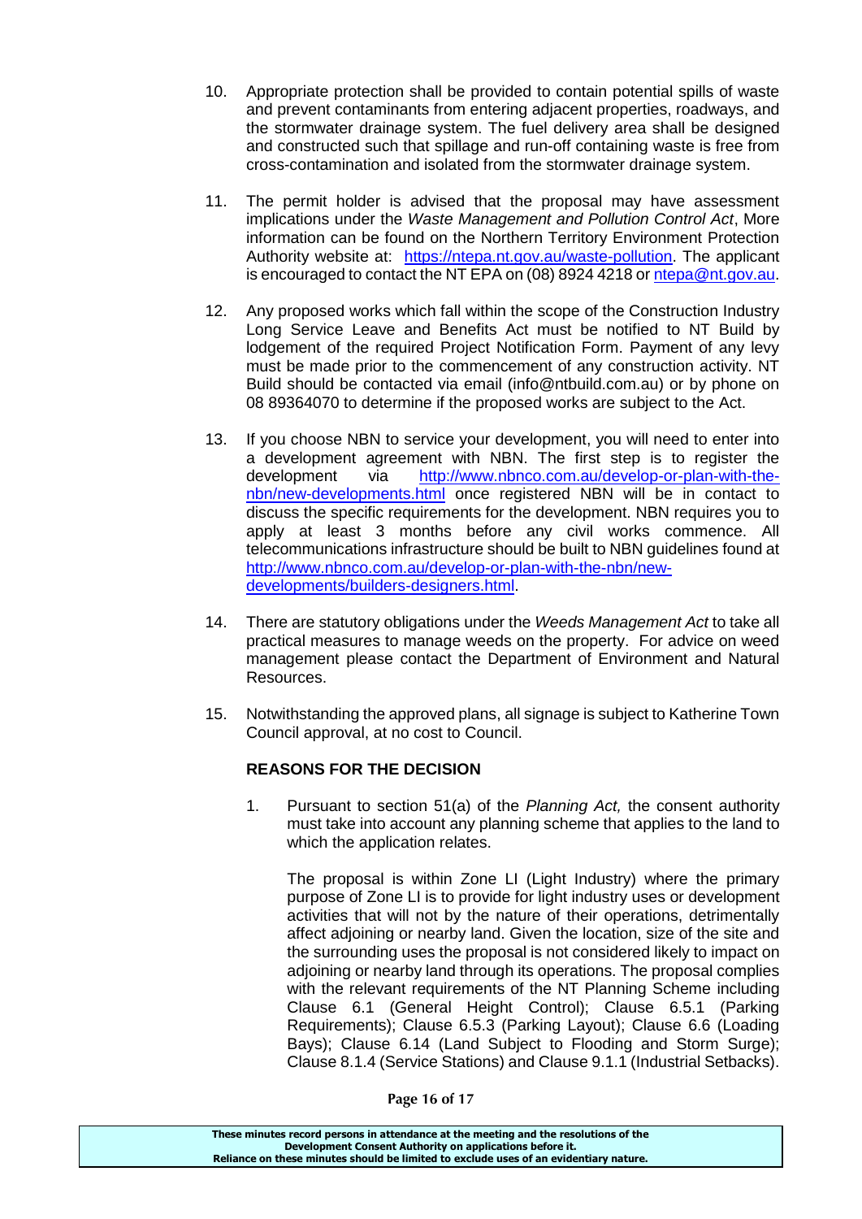10. Appropriate protection shall be provided to contain potential spills of waste and prevent contaminants from entering adjacent properties, roadways, and the stormwater drainage system. The fuel delivery area shall be designed and constructed such that spillage and run-off containing waste is free from cross-contamination and isolated from the stormwater drainage system.

11. The permit holder is advised that the proposal may have assessment implications under the *Waste Management and Pollution Control Act*, More information can be found on the Northern Territory Environment Protection Authority website at: [https://ntepa.nt.gov.au/waste-pollution](https://ntepa.nt.gov.au/waste-pollution). The applicant is encouraged to contact the NT EPA on (08) 8924 4218 or [ntepa@nt.gov.au](mailto:ntepa@nt.gov.au).

12. Any proposed works which fall within the scope of the Construction Industry Long Service Leave and Benefits Act must be notified to NT Build by lodgement of the required Project Notification Form. Payment of any levy must be made prior to the commencement of any construction activity. NT Build should be contacted via email (info@ntbuild.com.au) or by phone on 08 89364070 to determine if the proposed works are subject to the Act.

13. If you choose NBN to service your development, you will need to enter into a development agreement with NBN. The first step is to register the development via [http://www.nbnco.com.au/develop-or-plan-with-the-nbn/new-developments.html](http://www.nbnco.com.au/develop-or-plan-with-the-nbn/new-developments.html) once registered NBN will be in contact to discuss the specific requirements for the development. NBN requires you to apply at least 3 months before any civil works commence. All telecommunications infrastructure should be built to NBN guidelines found at [http://www.nbnco.com.au/develop-or-plan-with-the-nbn/new-developments/builders-designers.html](http://www.nbnco.com.au/develop-or-plan-with-the-nbn/new-developments/builders-designers.html).

14. There are statutory obligations under the *Weeds Management Act* to take all practical measures to manage weeds on the property. For advice on weed management please contact the Department of Environment and Natural Resources.

15. Notwithstanding the approved plans, all signage is subject to Katherine Town Council approval, at no cost to Council.

**REASONS FOR THE DECISION**

1. Pursuant to section 51(a) of the *Planning Act,* the consent authority must take into account any planning scheme that applies to the land to which the application relates.

   The proposal is within Zone LI (Light Industry) where the primary purpose of Zone LI is to provide for light industry uses or development activities that will not by the nature of their operations, detrimentally affect adjoining or nearby land. Given the location, size of the site and the surrounding uses the proposal is not considered likely to impact on adjoining or nearby land through its operations. The proposal complies with the relevant requirements of the NT Planning Scheme including Clause 6.1 (General Height Control); Clause 6.5.1 (Parking Requirements); Clause 6.5.3 (Parking Layout); Clause 6.6 (Loading Bays); Clause 6.14 (Land Subject to Flooding and Storm Surge); Clause 8.1.4 (Service Stations) and Clause 9.1.1 (Industrial Setbacks).

These minutes record persons in attendance at the meeting and the resolutions of the Development Consent Authority on applications before it.
Reliance on these minutes should be limited to exclude uses of an evidentiary nature.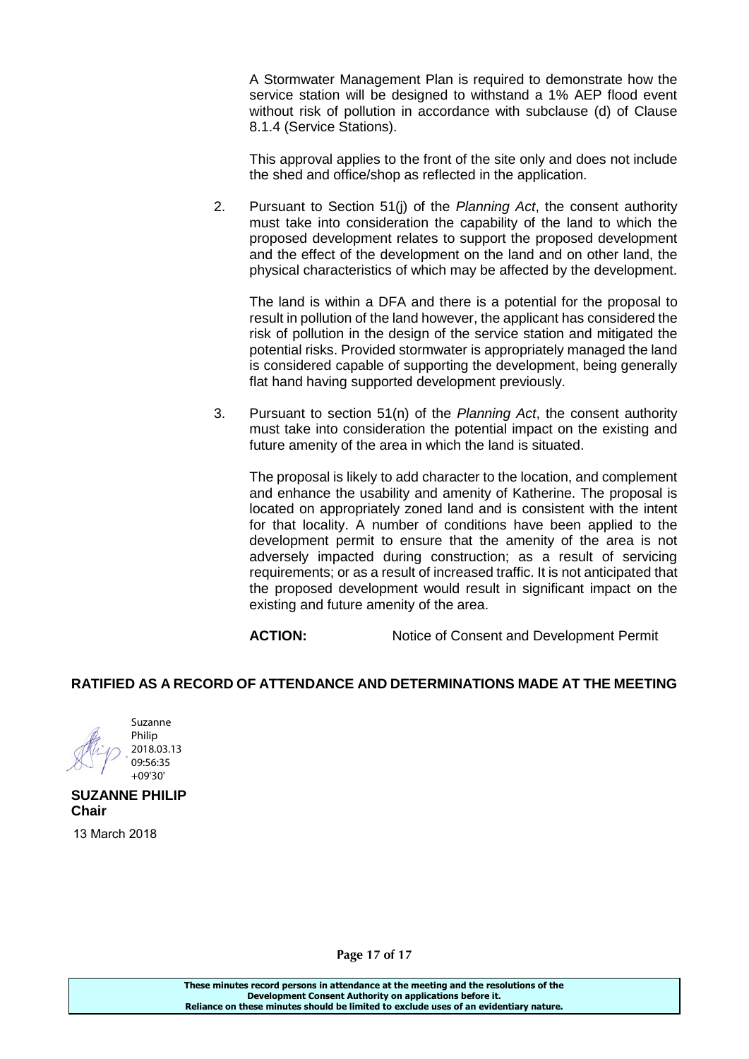A Stormwater Management Plan is required to demonstrate how the service station will be designed to withstand a 1% AEP flood event without risk of pollution in accordance with subclause (d) of Clause 8.1.4 (Service Stations).

This approval applies to the front of the site only and does not include the shed and office/shop as reflected in the application.

2. Pursuant to Section 51(j) of the *Planning Act*, the consent authority must take into consideration the capability of the land to which the proposed development relates to support the proposed development and the effect of the development on the land and on other land, the physical characteristics of which may be affected by the development.

   The land is within a DFA and there is a potential for the proposal to result in pollution of the land however, the applicant has considered the risk of pollution in the design of the service station and mitigated the potential risks. Provided stormwater is appropriately managed the land is considered capable of supporting the development, being generally flat hand having supported development previously.

3. Pursuant to section 51(n) of the *Planning Act*, the consent authority must take into consideration the potential impact on the existing and future amenity of the area in which the land is situated.

   The proposal is likely to add character to the location, and complement and enhance the usability and amenity of Katherine. The proposal is located on appropriately zoned land and is consistent with the intent for that locality. A number of conditions have been applied to the development permit to ensure that the amenity of the area is not adversely impacted during construction; as a result of servicing requirements; or as a result of increased traffic. It is not anticipated that the proposed development would result in significant impact on the existing and future amenity of the area.

   **ACTION:** Notice of Consent and Development Permit

**RATIFIED AS A RECORD OF ATTENDANCE AND DETERMINATIONS MADE AT THE MEETING**

Suzanne Philip
2018.03.13
09:56:35
+09'30'

**SUZANNE PHILIP**
**Chair**

13 March 2018

These minutes record persons in attendance at the meeting and the resolutions of the Development Consent Authority on applications before it.
Reliance on these minutes should be limited to exclude uses of an evidentiary nature.